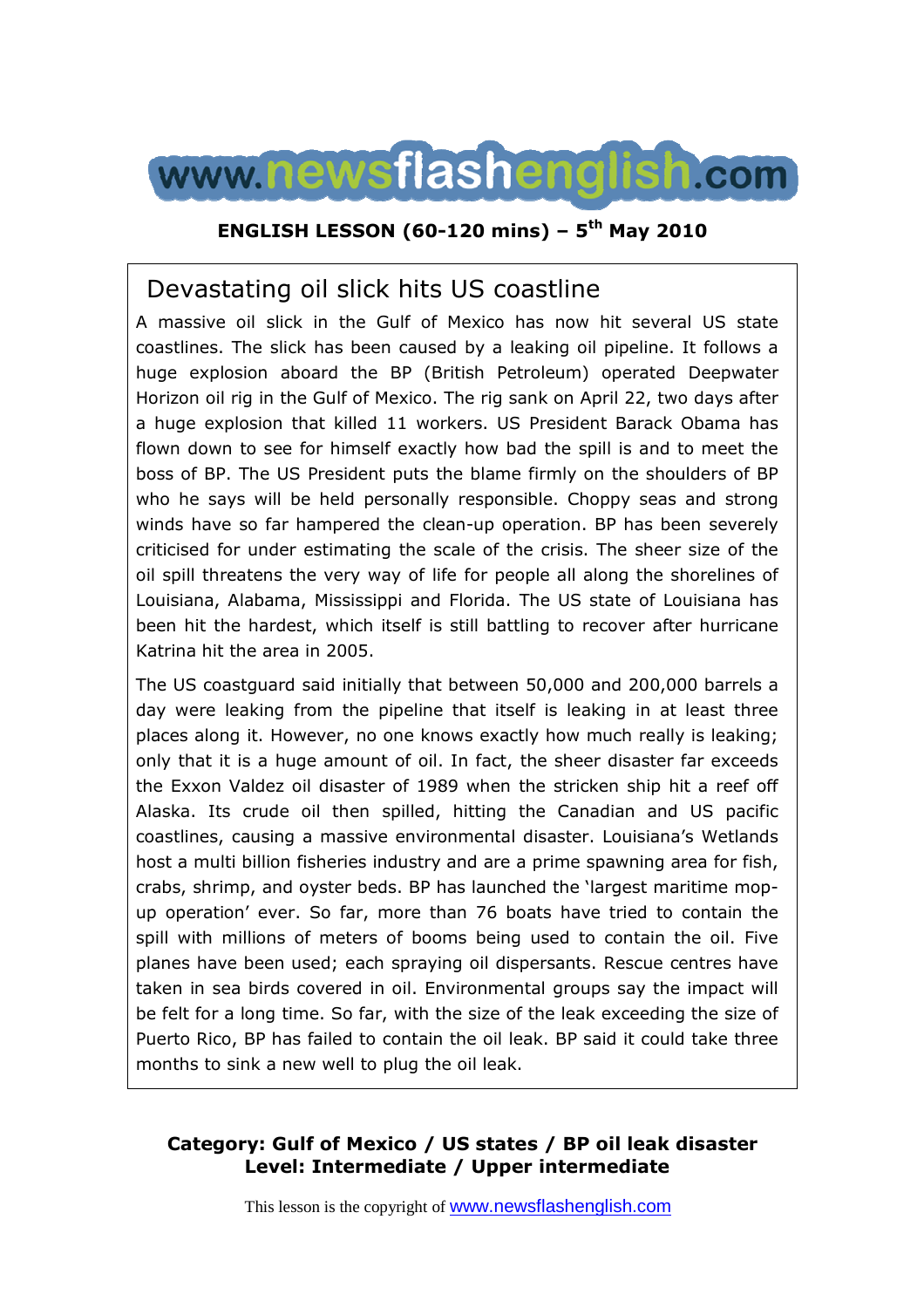**www.newsflashenglish.com**

**ENGLISH LESSON (60-120 mins) – 5th May 2010**

# Devastating oil slick hits US coastline

A massive oil slick in the Gulf of Mexico has now hit several US state coastlines. The slick has been caused by a leaking oil pipeline. It follows a huge explosion aboard the BP (British Petroleum) operated Deepwater Horizon oil rig in the Gulf of Mexico. The rig sank on April 22, two days after a huge explosion that killed 11 workers. US President Barack Obama has flown down to see for himself exactly how bad the spill is and to meet the boss of BP. The US President puts the blame firmly on the shoulders of BP who he says will be held personally responsible. Choppy seas and strong winds have so far hampered the clean-up operation. BP has been severely criticised for under estimating the scale of the crisis. The sheer size of the oil spill threatens the very way of life for people all along the shorelines of Louisiana, Alabama, Mississippi and Florida. The US state of Louisiana has been hit the hardest, which itself is still battling to recover after hurricane Katrina hit the area in 2005.

The US coastguard said initially that between 50,000 and 200,000 barrels a day were leaking from the pipeline that itself is leaking in at least three places along it. However, no one knows exactly how much really is leaking; only that it is a huge amount of oil. In fact, the sheer disaster far exceeds the Exxon Valdez oil disaster of 1989 when the stricken ship hit a reef off Alaska. Its crude oil then spilled, hitting the Canadian and US pacific coastlines, causing a massive environmental disaster. Louisiana's Wetlands host a multi billion fisheries industry and are a prime spawning area for fish, crabs, shrimp, and oyster beds. BP has launched the 'largest maritime mop-up operation' ever. So far, more than 76 boats have tried to contain the spill with millions of meters of booms being used to contain the oil. Five planes have been used; each spraying oil dispersants. Rescue centres have taken in sea birds covered in oil. Environmental groups say the impact will be felt for a long time. So far, with the size of the leak exceeding the size of Puerto Rico, BP has failed to contain the oil leak. BP said it could take three months to sink a new well to plug the oil leak.

**Category: Gulf of Mexico / US states / BP oil leak disaster**
**Level: Intermediate / Upper intermediate**

This lesson is the copyright of www.newsflashenglish.com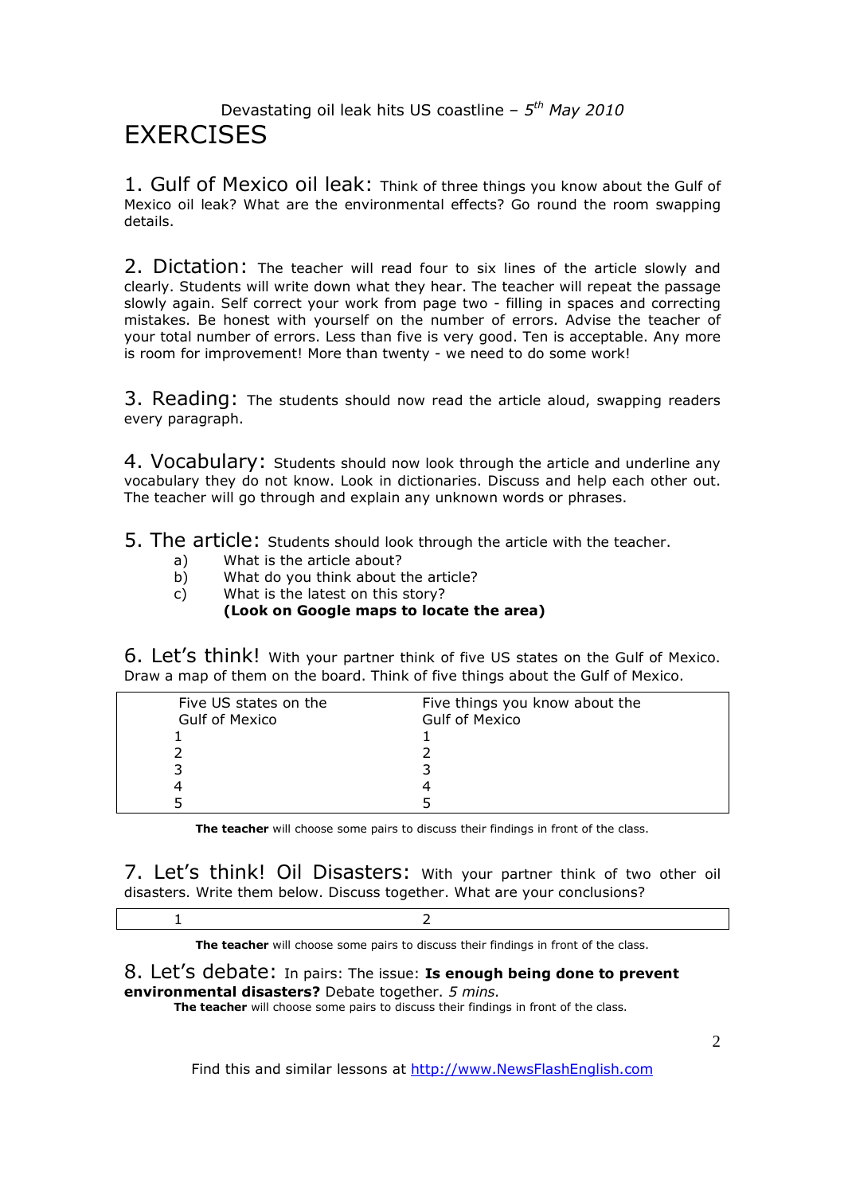Devastating oil leak hits US coastline – *5th May 2010*

# EXERCISES

1. Gulf of Mexico oil leak: Think of three things you know about the Gulf of Mexico oil leak? What are the environmental effects? Go round the room swapping details.

2. Dictation: The teacher will read four to six lines of the article slowly and clearly. Students will write down what they hear. The teacher will repeat the passage slowly again. Self correct your work from page two - filling in spaces and correcting mistakes. Be honest with yourself on the number of errors. Advise the teacher of your total number of errors. Less than five is very good. Ten is acceptable. Any more is room for improvement! More than twenty - we need to do some work!

3. Reading: The students should now read the article aloud, swapping readers every paragraph.

4. Vocabulary: Students should now look through the article and underline any vocabulary they do not know. Look in dictionaries. Discuss and help each other out. The teacher will go through and explain any unknown words or phrases.

5. The article: Students should look through the article with the teacher.

a) What is the article about?
b) What do you think about the article?
c) What is the latest on this story?
**(Look on Google maps to locate the area)**

6. Let's think! With your partner think of five US states on the Gulf of Mexico. Draw a map of them on the board. Think of five things about the Gulf of Mexico.

| Five US states on the Gulf of Mexico | Five things you know about the Gulf of Mexico |
|---|---|
| 1 | 1 |
| 2 | 2 |
| 3 | 3 |
| 4 | 4 |
| 5 | 5 |

**The teacher** will choose some pairs to discuss their findings in front of the class.

7. Let's think! Oil Disasters: With your partner think of two other oil disasters. Write them below. Discuss together. What are your conclusions?

| 1 | 2 |
|---|---|

**The teacher** will choose some pairs to discuss their findings in front of the class.

8. Let's debate: In pairs: The issue: **Is enough being done to prevent environmental disasters?** Debate together. *5 mins.*

**The teacher** will choose some pairs to discuss their findings in front of the class.

Find this and similar lessons at http://www.NewsFlashEnglish.com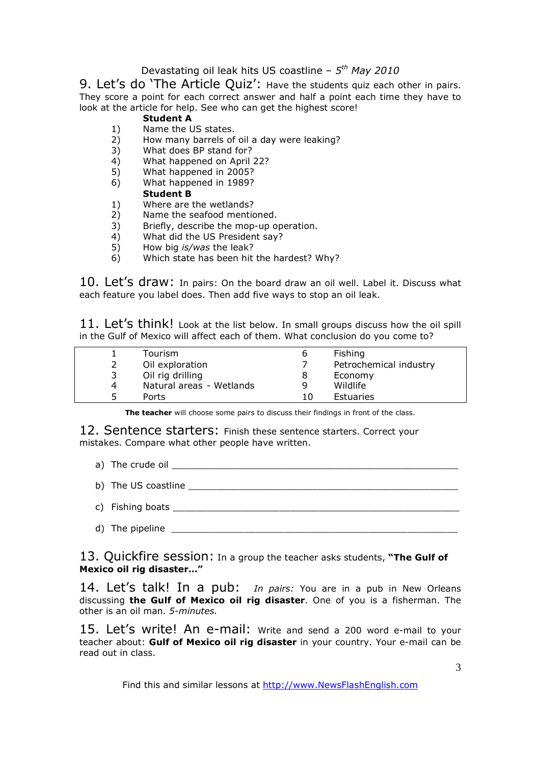Devastating oil leak hits US coastline – *5th May 2010*

## 9. Let's do 'The Article Quiz':

Have the students quiz each other in pairs. They score a point for each correct answer and half a point each time they have to look at the article for help. See who can get the highest score!

**Student A**

1) Name the US states.
2) How many barrels of oil a day were leaking?
3) What does BP stand for?
4) What happened on April 22?
5) What happened in 2005?
6) What happened in 1989?

**Student B**

1) Where are the wetlands?
2) Name the seafood mentioned.
3) Briefly, describe the mop-up operation.
4) What did the US President say?
5) How big *is/was* the leak?
6) Which state has been hit the hardest? Why?

## 10. Let's draw:

In pairs: On the board draw an oil well. Label it. Discuss what each feature you label does. Then add five ways to stop an oil leak.

## 11. Let's think!

Look at the list below. In small groups discuss how the oil spill in the Gulf of Mexico will affect each of them. What conclusion do you come to?

| | | | |
|---|---|---|---|
| 1 | Tourism | 6 | Fishing |
| 2 | Oil exploration | 7 | Petrochemical industry |
| 3 | Oil rig drilling | 8 | Economy |
| 4 | Natural areas - Wetlands | 9 | Wildlife |
| 5 | Ports | 10 | Estuaries |

**The teacher** will choose some pairs to discuss their findings in front of the class.

## 12. Sentence starters:

Finish these sentence starters. Correct your mistakes. Compare what other people have written.

a) The crude oil ______________________________________________________

b) The US coastline ___________________________________________________

c) Fishing boats ______________________________________________________

d) The pipeline ______________________________________________________

## 13. Quickfire session:

In a group the teacher asks students, **"The Gulf of Mexico oil rig disaster…"**

## 14. Let's talk! In a pub:

*In pairs:* You are in a pub in New Orleans discussing **the Gulf of Mexico oil rig disaster**. One of you is a fisherman. The other is an oil man. *5-minutes.*

## 15. Let's write! An e-mail:

Write and send a 200 word e-mail to your teacher about: **Gulf of Mexico oil rig disaster** in your country. Your e-mail can be read out in class.

Find this and similar lessons at http://www.NewsFlashEnglish.com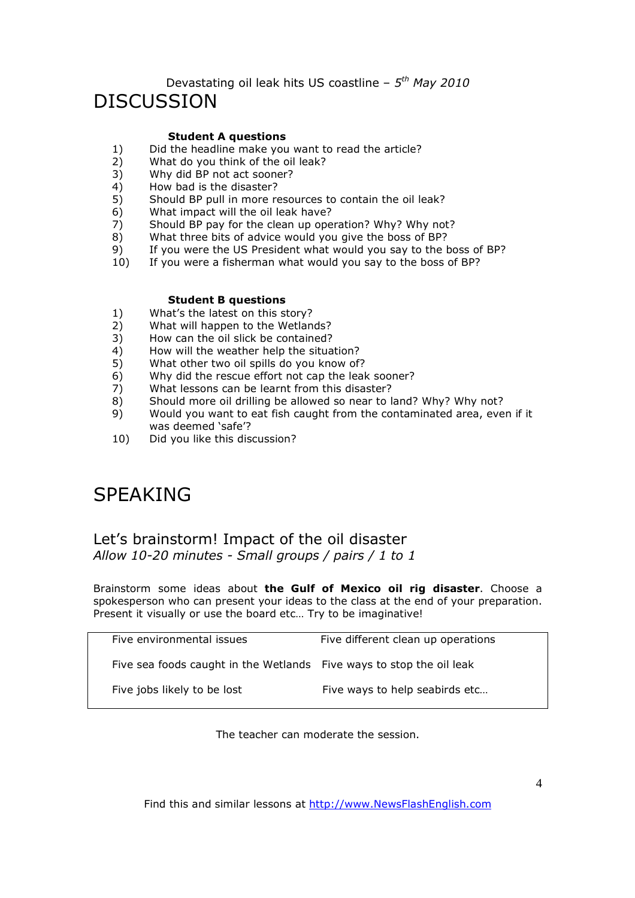Devastating oil leak hits US coastline – *5th May 2010*

# DISCUSSION

**Student A questions**

1) Did the headline make you want to read the article?
2) What do you think of the oil leak?
3) Why did BP not act sooner?
4) How bad is the disaster?
5) Should BP pull in more resources to contain the oil leak?
6) What impact will the oil leak have?
7) Should BP pay for the clean up operation? Why? Why not?
8) What three bits of advice would you give the boss of BP?
9) If you were the US President what would you say to the boss of BP?
10) If you were a fisherman what would you say to the boss of BP?

**Student B questions**

1) What's the latest on this story?
2) What will happen to the Wetlands?
3) How can the oil slick be contained?
4) How will the weather help the situation?
5) What other two oil spills do you know of?
6) Why did the rescue effort not cap the leak sooner?
7) What lessons can be learnt from this disaster?
8) Should more oil drilling be allowed so near to land? Why? Why not?
9) Would you want to eat fish caught from the contaminated area, even if it was deemed 'safe'?
10) Did you like this discussion?

# SPEAKING

## Let's brainstorm! Impact of the oil disaster

*Allow 10-20 minutes - Small groups / pairs / 1 to 1*

Brainstorm some ideas about **the Gulf of Mexico oil rig disaster**. Choose a spokesperson who can present your ideas to the class at the end of your preparation. Present it visually or use the board etc… Try to be imaginative!

| | |
|---|---|
| Five environmental issues | Five different clean up operations |
| Five sea foods caught in the Wetlands | Five ways to stop the oil leak |
| Five jobs likely to be lost | Five ways to help seabirds etc… |

The teacher can moderate the session.

Find this and similar lessons at http://www.NewsFlashEnglish.com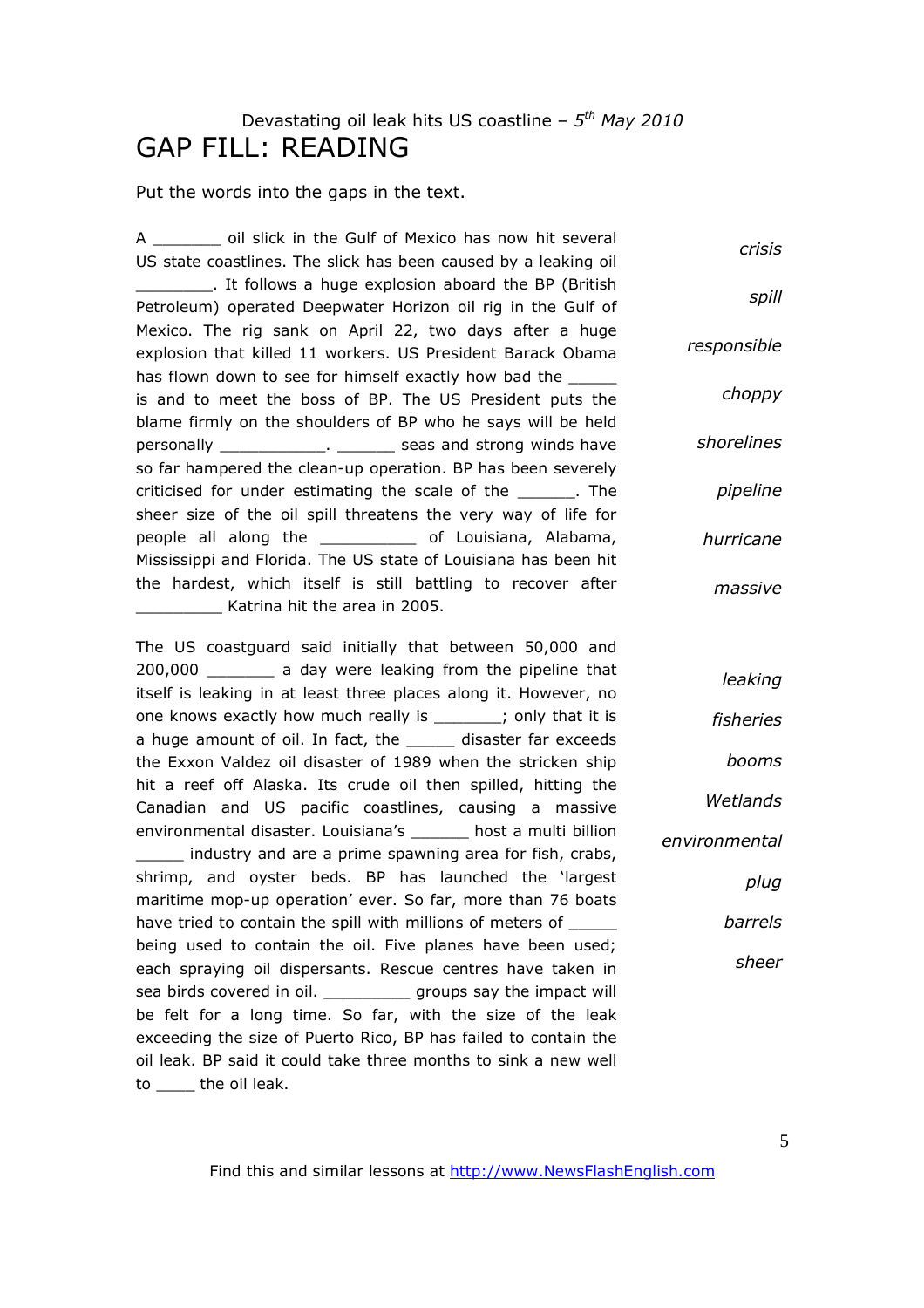Devastating oil leak hits US coastline – *5th May 2010*

# GAP FILL: READING

Put the words into the gaps in the text.

A _______ oil slick in the Gulf of Mexico has now hit several US state coastlines. The slick has been caused by a leaking oil ________. It follows a huge explosion aboard the BP (British Petroleum) operated Deepwater Horizon oil rig in the Gulf of Mexico. The rig sank on April 22, two days after a huge explosion that killed 11 workers. US President Barack Obama has flown down to see for himself exactly how bad the _____ is and to meet the boss of BP. The US President puts the blame firmly on the shoulders of BP who he says will be held personally ___________. ______ seas and strong winds have so far hampered the clean-up operation. BP has been severely criticised for under estimating the scale of the ______. The sheer size of the oil spill threatens the very way of life for people all along the __________ of Louisiana, Alabama, Mississippi and Florida. The US state of Louisiana has been hit the hardest, which itself is still battling to recover after _________ Katrina hit the area in 2005.

*crisis*
*spill*
*responsible*
*choppy*
*shorelines*
*pipeline*
*hurricane*
*massive*

The US coastguard said initially that between 50,000 and 200,000 _______ a day were leaking from the pipeline that itself is leaking in at least three places along it. However, no one knows exactly how much really is _______; only that it is a huge amount of oil. In fact, the _____ disaster far exceeds the Exxon Valdez oil disaster of 1989 when the stricken ship hit a reef off Alaska. Its crude oil then spilled, hitting the Canadian and US pacific coastlines, causing a massive environmental disaster. Louisiana's ______ host a multi billion _____ industry and are a prime spawning area for fish, crabs, shrimp, and oyster beds. BP has launched the 'largest maritime mop-up operation' ever. So far, more than 76 boats have tried to contain the spill with millions of meters of _____ being used to contain the oil. Five planes have been used; each spraying oil dispersants. Rescue centres have taken in sea birds covered in oil. _________ groups say the impact will be felt for a long time. So far, with the size of the leak exceeding the size of Puerto Rico, BP has failed to contain the oil leak. BP said it could take three months to sink a new well to ____ the oil leak.

*leaking*
*fisheries*
*booms*
*Wetlands*
*environmental*
*plug*
*barrels*
*sheer*

Find this and similar lessons at http://www.NewsFlashEnglish.com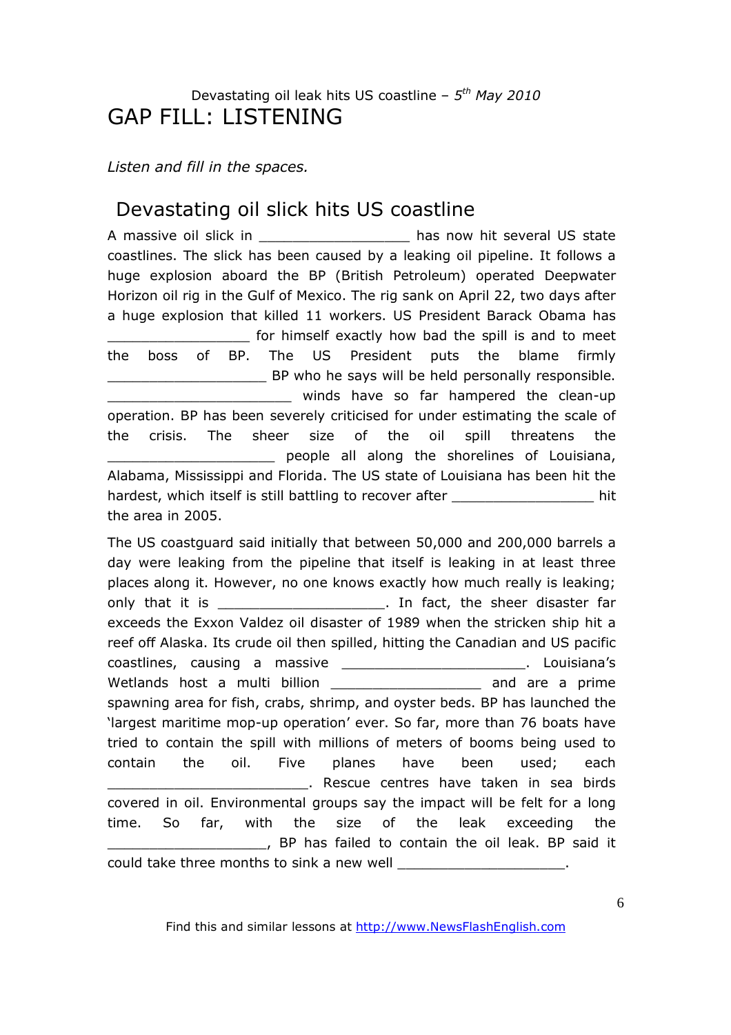Devastating oil leak hits US coastline – *5th May 2010*

# GAP FILL: LISTENING

*Listen and fill in the spaces.*

## Devastating oil slick hits US coastline

A massive oil slick in __________________ has now hit several US state coastlines. The slick has been caused by a leaking oil pipeline. It follows a huge explosion aboard the BP (British Petroleum) operated Deepwater Horizon oil rig in the Gulf of Mexico. The rig sank on April 22, two days after a huge explosion that killed 11 workers. US President Barack Obama has _________________ for himself exactly how bad the spill is and to meet the boss of BP. The US President puts the blame firmly ___________________ BP who he says will be held personally responsible. ______________________ winds have so far hampered the clean-up operation. BP has been severely criticised for under estimating the scale of the crisis. The sheer size of the oil spill threatens the ____________________ people all along the shorelines of Louisiana, Alabama, Mississippi and Florida. The US state of Louisiana has been hit the hardest, which itself is still battling to recover after _________________ hit the area in 2005.

The US coastguard said initially that between 50,000 and 200,000 barrels a day were leaking from the pipeline that itself is leaking in at least three places along it. However, no one knows exactly how much really is leaking; only that it is ____________________. In fact, the sheer disaster far exceeds the Exxon Valdez oil disaster of 1989 when the stricken ship hit a reef off Alaska. Its crude oil then spilled, hitting the Canadian and US pacific coastlines, causing a massive ______________________. Louisiana's Wetlands host a multi billion __________________ and are a prime spawning area for fish, crabs, shrimp, and oyster beds. BP has launched the 'largest maritime mop-up operation' ever. So far, more than 76 boats have tried to contain the spill with millions of meters of booms being used to contain the oil. Five planes have been used; each ________________________. Rescue centres have taken in sea birds covered in oil. Environmental groups say the impact will be felt for a long time. So far, with the size of the leak exceeding the ___________________, BP has failed to contain the oil leak. BP said it could take three months to sink a new well ____________________.

Find this and similar lessons at http://www.NewsFlashEnglish.com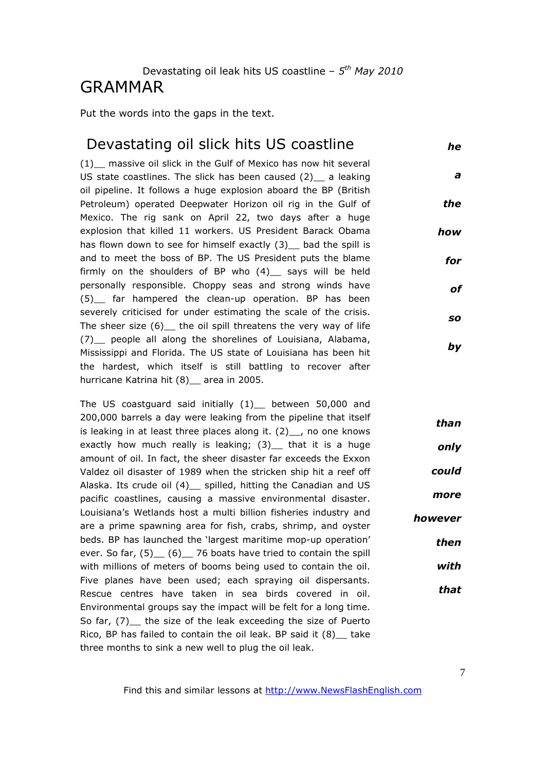Devastating oil leak hits US coastline – $5^{th}$ *May 2010*

# GRAMMAR

Put the words into the gaps in the text.

## Devastating oil slick hits US coastline

(1)__ massive oil slick in the Gulf of Mexico has now hit several US state coastlines. The slick has been caused (2)__ a leaking oil pipeline. It follows a huge explosion aboard the BP (British Petroleum) operated Deepwater Horizon oil rig in the Gulf of Mexico. The rig sank on April 22, two days after a huge explosion that killed 11 workers. US President Barack Obama has flown down to see for himself exactly (3)__ bad the spill is and to meet the boss of BP. The US President puts the blame firmly on the shoulders of BP who (4)__ says will be held personally responsible. Choppy seas and strong winds have (5)__ far hampered the clean-up operation. BP has been severely criticised for under estimating the scale of the crisis. The sheer size (6)__ the oil spill threatens the very way of life (7)__ people all along the shorelines of Louisiana, Alabama, Mississippi and Florida. The US state of Louisiana has been hit the hardest, which itself is still battling to recover after hurricane Katrina hit (8)__ area in 2005.

***he***
***a***
***the***
***how***
***for***
***of***
***so***
***by***

The US coastguard said initially (1)__ between 50,000 and 200,000 barrels a day were leaking from the pipeline that itself is leaking in at least three places along it. (2)__, no one knows exactly how much really is leaking; (3)__ that it is a huge amount of oil. In fact, the sheer disaster far exceeds the Exxon Valdez oil disaster of 1989 when the stricken ship hit a reef off Alaska. Its crude oil (4)__ spilled, hitting the Canadian and US pacific coastlines, causing a massive environmental disaster. Louisiana's Wetlands host a multi billion fisheries industry and are a prime spawning area for fish, crabs, shrimp, and oyster beds. BP has launched the 'largest maritime mop-up operation' ever. So far, (5)__ (6)__ 76 boats have tried to contain the spill with millions of meters of booms being used to contain the oil. Five planes have been used; each spraying oil dispersants. Rescue centres have taken in sea birds covered in oil. Environmental groups say the impact will be felt for a long time. So far, (7)__ the size of the leak exceeding the size of Puerto Rico, BP has failed to contain the oil leak. BP said it (8)__ take three months to sink a new well to plug the oil leak.

***than***
***only***
***could***
***more***
***however***
***then***
***with***
***that***

Find this and similar lessons at http://www.NewsFlashEnglish.com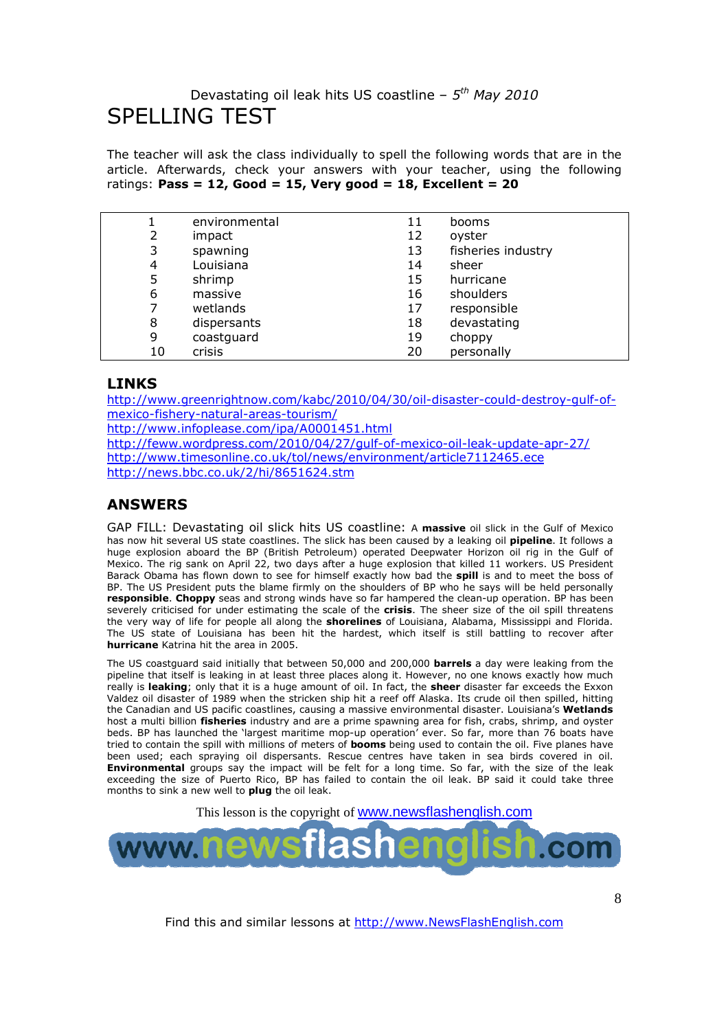Devastating oil leak hits US coastline – *5th May 2010*

# SPELLING TEST

The teacher will ask the class individually to spell the following words that are in the article. Afterwards, check your answers with your teacher, using the following ratings: **Pass = 12, Good = 15, Very good = 18, Excellent = 20**

| | | | |
|---|---|---|---|
| 1 | environmental | 11 | booms |
| 2 | impact | 12 | oyster |
| 3 | spawning | 13 | fisheries industry |
| 4 | Louisiana | 14 | sheer |
| 5 | shrimp | 15 | hurricane |
| 6 | massive | 16 | shoulders |
| 7 | wetlands | 17 | responsible |
| 8 | dispersants | 18 | devastating |
| 9 | coastguard | 19 | choppy |
| 10 | crisis | 20 | personally |

## LINKS

http://www.greenrightnow.com/kabc/2010/04/30/oil-disaster-could-destroy-gulf-of-mexico-fishery-natural-areas-tourism/
http://www.infoplease.com/ipa/A0001451.html
http://feww.wordpress.com/2010/04/27/gulf-of-mexico-oil-leak-update-apr-27/
http://www.timesonline.co.uk/tol/news/environment/article7112465.ece
http://news.bbc.co.uk/2/hi/8651624.stm

## ANSWERS

GAP FILL: Devastating oil slick hits US coastline: A **massive** oil slick in the Gulf of Mexico has now hit several US state coastlines. The slick has been caused by a leaking oil **pipeline**. It follows a huge explosion aboard the BP (British Petroleum) operated Deepwater Horizon oil rig in the Gulf of Mexico. The rig sank on April 22, two days after a huge explosion that killed 11 workers. US President Barack Obama has flown down to see for himself exactly how bad the **spill** is and to meet the boss of BP. The US President puts the blame firmly on the shoulders of BP who he says will be held personally **responsible**. **Choppy** seas and strong winds have so far hampered the clean-up operation. BP has been severely criticised for under estimating the scale of the **crisis**. The sheer size of the oil spill threatens the very way of life for people all along the **shorelines** of Louisiana, Alabama, Mississippi and Florida. The US state of Louisiana has been hit the hardest, which itself is still battling to recover after **hurricane** Katrina hit the area in 2005.

The US coastguard said initially that between 50,000 and 200,000 **barrels** a day were leaking from the pipeline that itself is leaking in at least three places along it. However, no one knows exactly how much really is **leaking**; only that it is a huge amount of oil. In fact, the **sheer** disaster far exceeds the Exxon Valdez oil disaster of 1989 when the stricken ship hit a reef off Alaska. Its crude oil then spilled, hitting the Canadian and US pacific coastlines, causing a massive environmental disaster. Louisiana's **Wetlands** host a multi billion **fisheries** industry and are a prime spawning area for fish, crabs, shrimp, and oyster beds. BP has launched the 'largest maritime mop-up operation' ever. So far, more than 76 boats have tried to contain the spill with millions of meters of **booms** being used to contain the oil. Five planes have been used; each spraying oil dispersants. Rescue centres have taken in sea birds covered in oil. **Environmental** groups say the impact will be felt for a long time. So far, with the size of the leak exceeding the size of Puerto Rico, BP has failed to contain the oil leak. BP said it could take three months to sink a new well to **plug** the oil leak.

This lesson is the copyright of www.newsflashenglish.com

www.newsflashenglish.com

Find this and similar lessons at http://www.NewsFlashEnglish.com